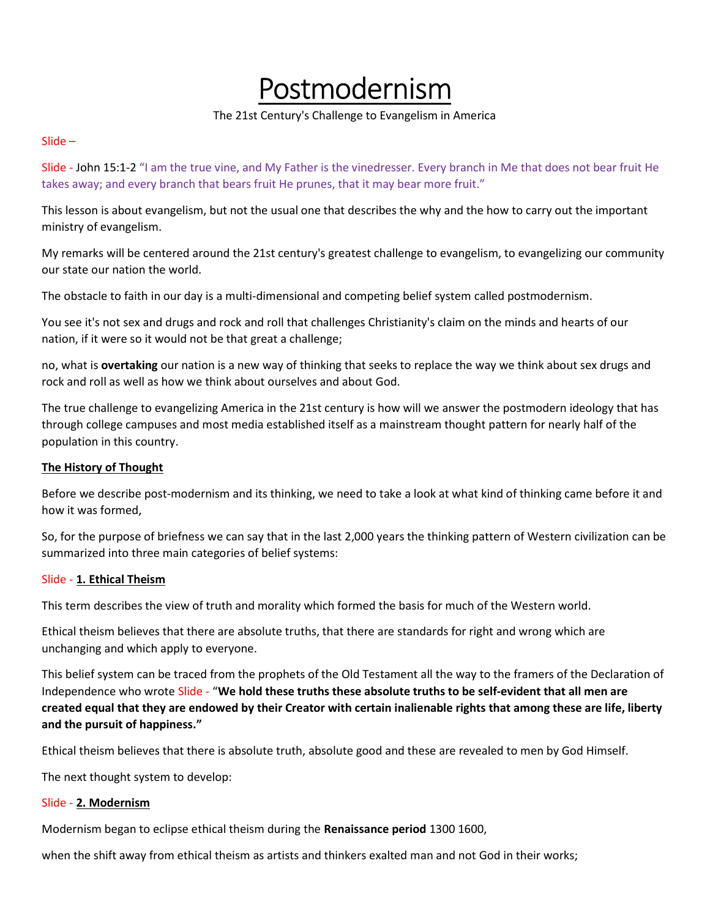# Postmodernism

The 21st Century's Challenge to Evangelism in America

Slide –

Slide - John 15:1-2 "I am the true vine, and My Father is the vinedresser. Every branch in Me that does not bear fruit He takes away; and every branch that bears fruit He prunes, that it may bear more fruit."

This lesson is about evangelism, but not the usual one that describes the why and the how to carry out the important ministry of evangelism.

My remarks will be centered around the 21st century's greatest challenge to evangelism, to evangelizing our community our state our nation the world.

The obstacle to faith in our day is a multi-dimensional and competing belief system called postmodernism.

You see it's not sex and drugs and rock and roll that challenges Christianity's claim on the minds and hearts of our nation, if it were so it would not be that great a challenge;

no, what is **overtaking** our nation is a new way of thinking that seeks to replace the way we think about sex drugs and rock and roll as well as how we think about ourselves and about God.

The true challenge to evangelizing America in the 21st century is how will we answer the postmodern ideology that has through college campuses and most media established itself as a mainstream thought pattern for nearly half of the population in this country.

**The History of Thought**

Before we describe post-modernism and its thinking, we need to take a look at what kind of thinking came before it and how it was formed,

So, for the purpose of briefness we can say that in the last 2,000 years the thinking pattern of Western civilization can be summarized into three main categories of belief systems:

Slide - **1. Ethical Theism**

This term describes the view of truth and morality which formed the basis for much of the Western world.

Ethical theism believes that there are absolute truths, that there are standards for right and wrong which are unchanging and which apply to everyone.

This belief system can be traced from the prophets of the Old Testament all the way to the framers of the Declaration of Independence who wrote Slide - "**We hold these truths these absolute truths to be self-evident that all men are created equal that they are endowed by their Creator with certain inalienable rights that among these are life, liberty and the pursuit of happiness."**

Ethical theism believes that there is absolute truth, absolute good and these are revealed to men by God Himself.

The next thought system to develop:

Slide - **2. Modernism**

Modernism began to eclipse ethical theism during the **Renaissance period** 1300 1600,

when the shift away from ethical theism as artists and thinkers exalted man and not God in their works;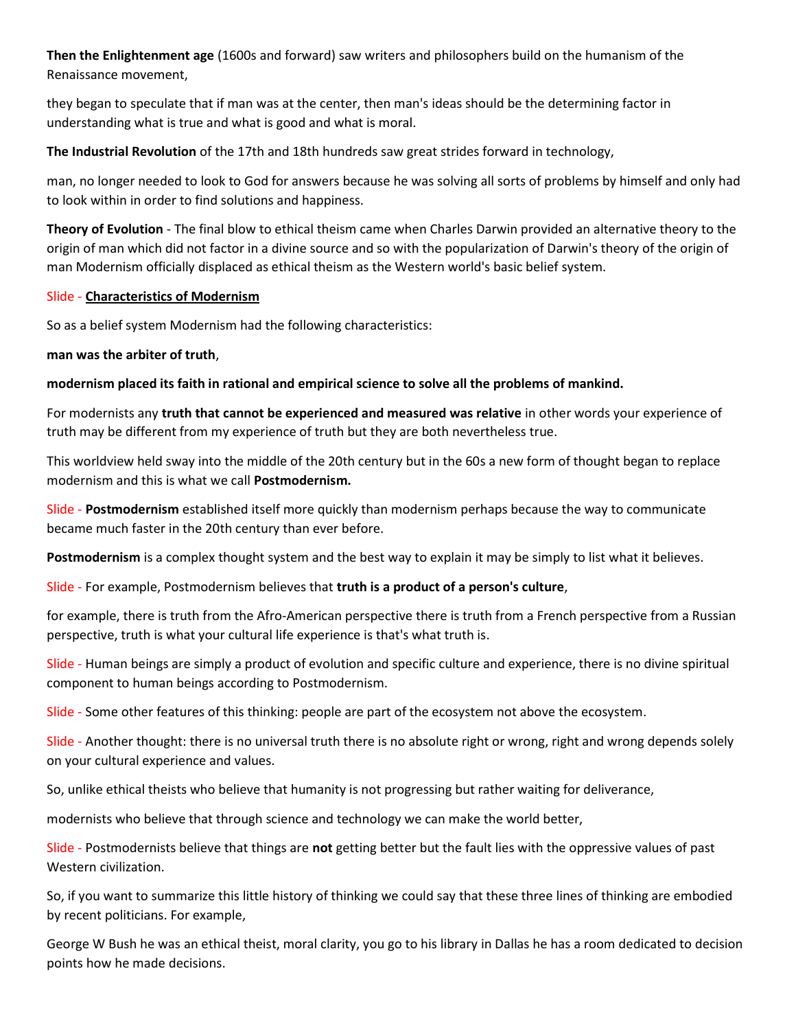**Then the Enlightenment age** (1600s and forward) saw writers and philosophers build on the humanism of the Renaissance movement,

they began to speculate that if man was at the center, then man's ideas should be the determining factor in understanding what is true and what is good and what is moral.

**The Industrial Revolution** of the 17th and 18th hundreds saw great strides forward in technology,

man, no longer needed to look to God for answers because he was solving all sorts of problems by himself and only had to look within in order to find solutions and happiness.

**Theory of Evolution** - The final blow to ethical theism came when Charles Darwin provided an alternative theory to the origin of man which did not factor in a divine source and so with the popularization of Darwin's theory of the origin of man Modernism officially displaced as ethical theism as the Western world's basic belief system.

Slide - **Characteristics of Modernism**

So as a belief system Modernism had the following characteristics:

**man was the arbiter of truth**,

**modernism placed its faith in rational and empirical science to solve all the problems of mankind.**

For modernists any **truth that cannot be experienced and measured was relative** in other words your experience of truth may be different from my experience of truth but they are both nevertheless true.

This worldview held sway into the middle of the 20th century but in the 60s a new form of thought began to replace modernism and this is what we call **Postmodernism.**

Slide - **Postmodernism** established itself more quickly than modernism perhaps because the way to communicate became much faster in the 20th century than ever before.

**Postmodernism** is a complex thought system and the best way to explain it may be simply to list what it believes.

Slide - For example, Postmodernism believes that **truth is a product of a person's culture**,

for example, there is truth from the Afro-American perspective there is truth from a French perspective from a Russian perspective, truth is what your cultural life experience is that's what truth is.

Slide - Human beings are simply a product of evolution and specific culture and experience, there is no divine spiritual component to human beings according to Postmodernism.

Slide - Some other features of this thinking: people are part of the ecosystem not above the ecosystem.

Slide - Another thought: there is no universal truth there is no absolute right or wrong, right and wrong depends solely on your cultural experience and values.

So, unlike ethical theists who believe that humanity is not progressing but rather waiting for deliverance,

modernists who believe that through science and technology we can make the world better,

Slide - Postmodernists believe that things are **not** getting better but the fault lies with the oppressive values of past Western civilization.

So, if you want to summarize this little history of thinking we could say that these three lines of thinking are embodied by recent politicians. For example,

George W Bush he was an ethical theist, moral clarity, you go to his library in Dallas he has a room dedicated to decision points how he made decisions.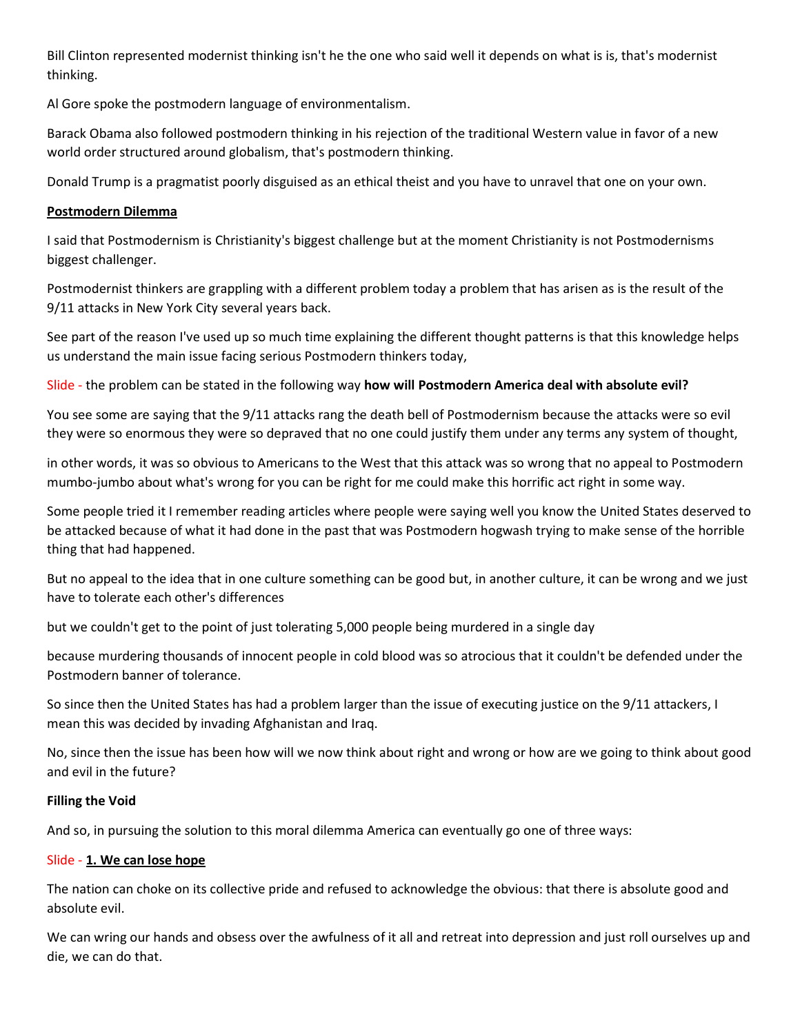Bill Clinton represented modernist thinking isn't he the one who said well it depends on what is is, that's modernist thinking.

Al Gore spoke the postmodern language of environmentalism.

Barack Obama also followed postmodern thinking in his rejection of the traditional Western value in favor of a new world order structured around globalism, that's postmodern thinking.

Donald Trump is a pragmatist poorly disguised as an ethical theist and you have to unravel that one on your own.

**Postmodern Dilemma**

I said that Postmodernism is Christianity's biggest challenge but at the moment Christianity is not Postmodernisms biggest challenger.

Postmodernist thinkers are grappling with a different problem today a problem that has arisen as is the result of the 9/11 attacks in New York City several years back.

See part of the reason I've used up so much time explaining the different thought patterns is that this knowledge helps us understand the main issue facing serious Postmodern thinkers today,

Slide - the problem can be stated in the following way **how will Postmodern America deal with absolute evil?**

You see some are saying that the 9/11 attacks rang the death bell of Postmodernism because the attacks were so evil they were so enormous they were so depraved that no one could justify them under any terms any system of thought,

in other words, it was so obvious to Americans to the West that this attack was so wrong that no appeal to Postmodern mumbo-jumbo about what's wrong for you can be right for me could make this horrific act right in some way.

Some people tried it I remember reading articles where people were saying well you know the United States deserved to be attacked because of what it had done in the past that was Postmodern hogwash trying to make sense of the horrible thing that had happened.

But no appeal to the idea that in one culture something can be good but, in another culture, it can be wrong and we just have to tolerate each other's differences

but we couldn't get to the point of just tolerating 5,000 people being murdered in a single day

because murdering thousands of innocent people in cold blood was so atrocious that it couldn't be defended under the Postmodern banner of tolerance.

So since then the United States has had a problem larger than the issue of executing justice on the 9/11 attackers, I mean this was decided by invading Afghanistan and Iraq.

No, since then the issue has been how will we now think about right and wrong or how are we going to think about good and evil in the future?

**Filling the Void**

And so, in pursuing the solution to this moral dilemma America can eventually go one of three ways:

Slide - **1. We can lose hope**

The nation can choke on its collective pride and refused to acknowledge the obvious: that there is absolute good and absolute evil.

We can wring our hands and obsess over the awfulness of it all and retreat into depression and just roll ourselves up and die, we can do that.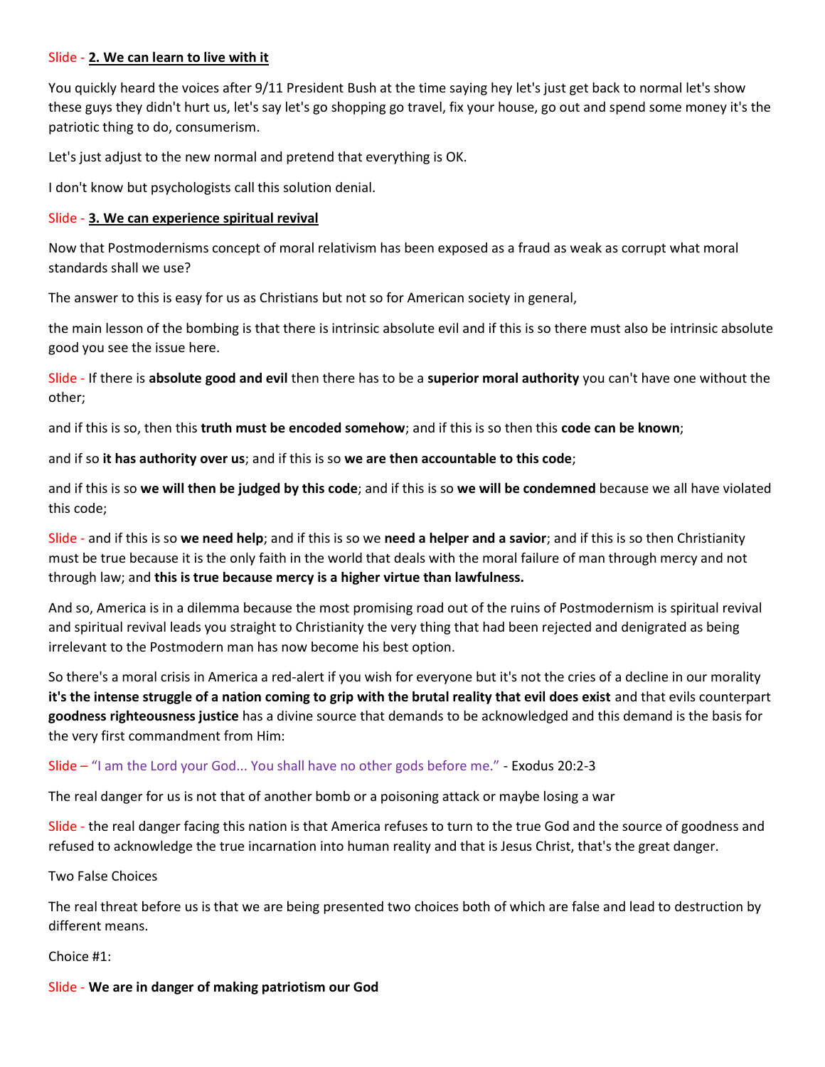Slide - **2. We can learn to live with it**

You quickly heard the voices after 9/11 President Bush at the time saying hey let's just get back to normal let's show these guys they didn't hurt us, let's say let's go shopping go travel, fix your house, go out and spend some money it's the patriotic thing to do, consumerism.

Let's just adjust to the new normal and pretend that everything is OK.

I don't know but psychologists call this solution denial.

Slide - **3. We can experience spiritual revival**

Now that Postmodernisms concept of moral relativism has been exposed as a fraud as weak as corrupt what moral standards shall we use?

The answer to this is easy for us as Christians but not so for American society in general,

the main lesson of the bombing is that there is intrinsic absolute evil and if this is so there must also be intrinsic absolute good you see the issue here.

Slide - If there is **absolute good and evil** then there has to be a **superior moral authority** you can't have one without the other;

and if this is so, then this **truth must be encoded somehow**; and if this is so then this **code can be known**;

and if so **it has authority over us**; and if this is so **we are then accountable to this code**;

and if this is so **we will then be judged by this code**; and if this is so **we will be condemned** because we all have violated this code;

Slide - and if this is so **we need help**; and if this is so we **need a helper and a savior**; and if this is so then Christianity must be true because it is the only faith in the world that deals with the moral failure of man through mercy and not through law; and **this is true because mercy is a higher virtue than lawfulness.**

And so, America is in a dilemma because the most promising road out of the ruins of Postmodernism is spiritual revival and spiritual revival leads you straight to Christianity the very thing that had been rejected and denigrated as being irrelevant to the Postmodern man has now become his best option.

So there's a moral crisis in America a red-alert if you wish for everyone but it's not the cries of a decline in our morality **it's the intense struggle of a nation coming to grip with the brutal reality that evil does exist** and that evils counterpart **goodness righteousness justice** has a divine source that demands to be acknowledged and this demand is the basis for the very first commandment from Him:

Slide – "I am the Lord your God... You shall have no other gods before me." - Exodus 20:2-3

The real danger for us is not that of another bomb or a poisoning attack or maybe losing a war

Slide - the real danger facing this nation is that America refuses to turn to the true God and the source of goodness and refused to acknowledge the true incarnation into human reality and that is Jesus Christ, that's the great danger.

Two False Choices

The real threat before us is that we are being presented two choices both of which are false and lead to destruction by different means.

Choice #1:

Slide - **We are in danger of making patriotism our God**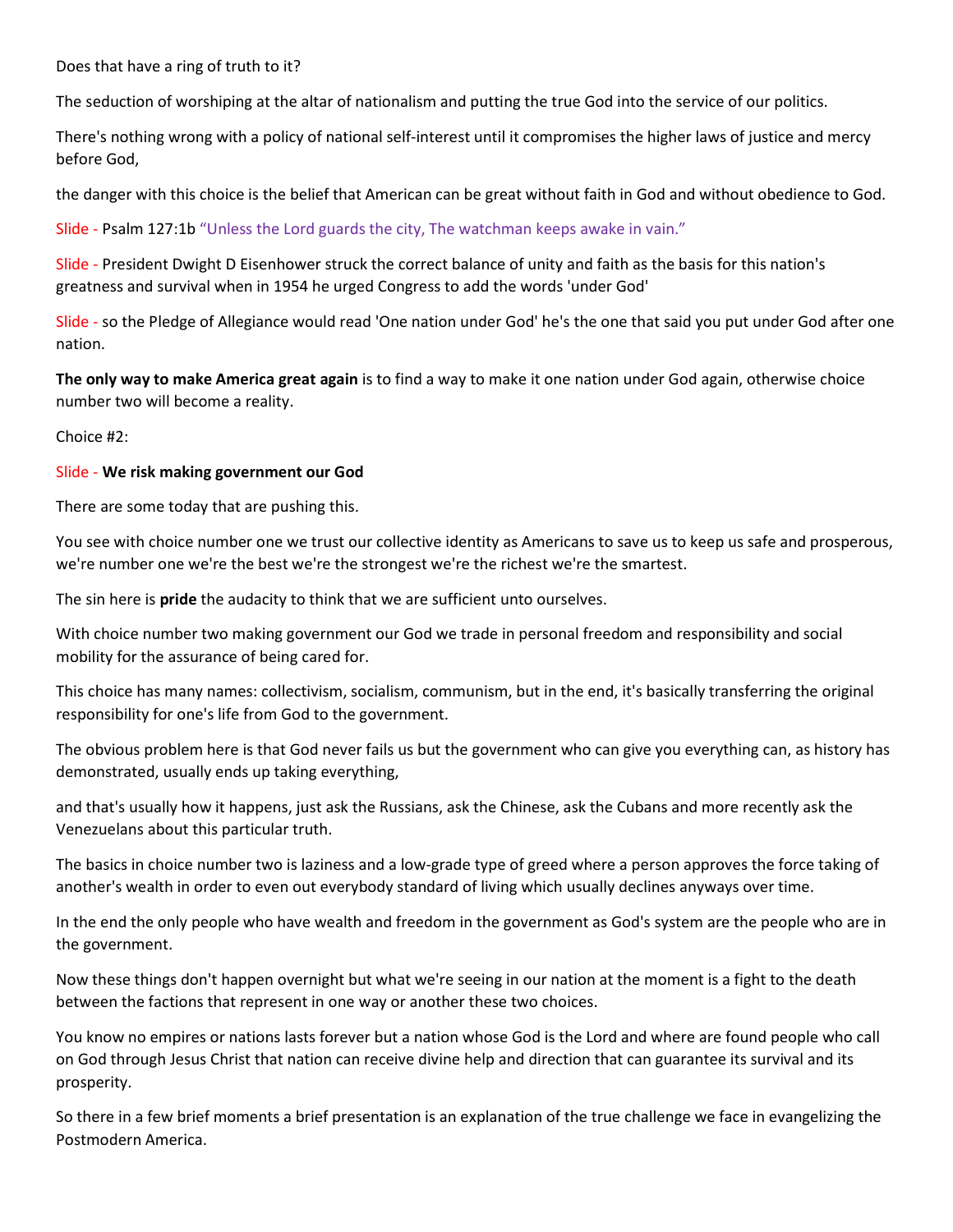Does that have a ring of truth to it?

The seduction of worshiping at the altar of nationalism and putting the true God into the service of our politics.

There's nothing wrong with a policy of national self-interest until it compromises the higher laws of justice and mercy before God,

the danger with this choice is the belief that American can be great without faith in God and without obedience to God.

Slide - Psalm 127:1b "Unless the Lord guards the city, The watchman keeps awake in vain."

Slide - President Dwight D Eisenhower struck the correct balance of unity and faith as the basis for this nation's greatness and survival when in 1954 he urged Congress to add the words 'under God'

Slide - so the Pledge of Allegiance would read 'One nation under God' he's the one that said you put under God after one nation.

**The only way to make America great again** is to find a way to make it one nation under God again, otherwise choice number two will become a reality.

Choice #2:

Slide - **We risk making government our God**

There are some today that are pushing this.

You see with choice number one we trust our collective identity as Americans to save us to keep us safe and prosperous, we're number one we're the best we're the strongest we're the richest we're the smartest.

The sin here is **pride** the audacity to think that we are sufficient unto ourselves.

With choice number two making government our God we trade in personal freedom and responsibility and social mobility for the assurance of being cared for.

This choice has many names: collectivism, socialism, communism, but in the end, it's basically transferring the original responsibility for one's life from God to the government.

The obvious problem here is that God never fails us but the government who can give you everything can, as history has demonstrated, usually ends up taking everything,

and that's usually how it happens, just ask the Russians, ask the Chinese, ask the Cubans and more recently ask the Venezuelans about this particular truth.

The basics in choice number two is laziness and a low-grade type of greed where a person approves the force taking of another's wealth in order to even out everybody standard of living which usually declines anyways over time.

In the end the only people who have wealth and freedom in the government as God's system are the people who are in the government.

Now these things don't happen overnight but what we're seeing in our nation at the moment is a fight to the death between the factions that represent in one way or another these two choices.

You know no empires or nations lasts forever but a nation whose God is the Lord and where are found people who call on God through Jesus Christ that nation can receive divine help and direction that can guarantee its survival and its prosperity.

So there in a few brief moments a brief presentation is an explanation of the true challenge we face in evangelizing the Postmodern America.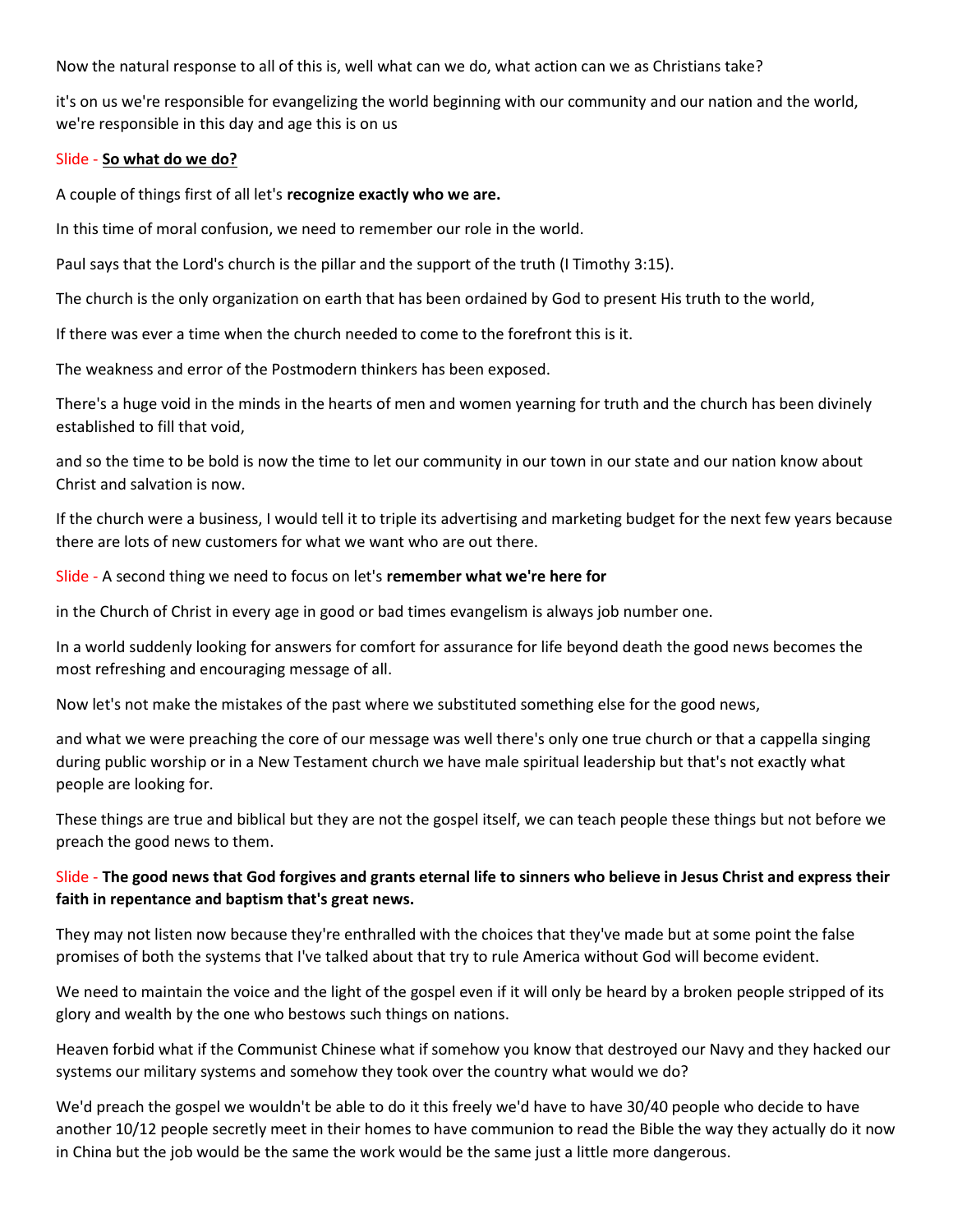Now the natural response to all of this is, well what can we do, what action can we as Christians take?

it's on us we're responsible for evangelizing the world beginning with our community and our nation and the world, we're responsible in this day and age this is on us

Slide - **So what do we do?**

A couple of things first of all let's **recognize exactly who we are.**

In this time of moral confusion, we need to remember our role in the world.

Paul says that the Lord's church is the pillar and the support of the truth (I Timothy 3:15).

The church is the only organization on earth that has been ordained by God to present His truth to the world,

If there was ever a time when the church needed to come to the forefront this is it.

The weakness and error of the Postmodern thinkers has been exposed.

There's a huge void in the minds in the hearts of men and women yearning for truth and the church has been divinely established to fill that void,

and so the time to be bold is now the time to let our community in our town in our state and our nation know about Christ and salvation is now.

If the church were a business, I would tell it to triple its advertising and marketing budget for the next few years because there are lots of new customers for what we want who are out there.

Slide - A second thing we need to focus on let's **remember what we're here for**

in the Church of Christ in every age in good or bad times evangelism is always job number one.

In a world suddenly looking for answers for comfort for assurance for life beyond death the good news becomes the most refreshing and encouraging message of all.

Now let's not make the mistakes of the past where we substituted something else for the good news,

and what we were preaching the core of our message was well there's only one true church or that a cappella singing during public worship or in a New Testament church we have male spiritual leadership but that's not exactly what people are looking for.

These things are true and biblical but they are not the gospel itself, we can teach people these things but not before we preach the good news to them.

Slide - **The good news that God forgives and grants eternal life to sinners who believe in Jesus Christ and express their faith in repentance and baptism that's great news.**

They may not listen now because they're enthralled with the choices that they've made but at some point the false promises of both the systems that I've talked about that try to rule America without God will become evident.

We need to maintain the voice and the light of the gospel even if it will only be heard by a broken people stripped of its glory and wealth by the one who bestows such things on nations.

Heaven forbid what if the Communist Chinese what if somehow you know that destroyed our Navy and they hacked our systems our military systems and somehow they took over the country what would we do?

We'd preach the gospel we wouldn't be able to do it this freely we'd have to have 30/40 people who decide to have another 10/12 people secretly meet in their homes to have communion to read the Bible the way they actually do it now in China but the job would be the same the work would be the same just a little more dangerous.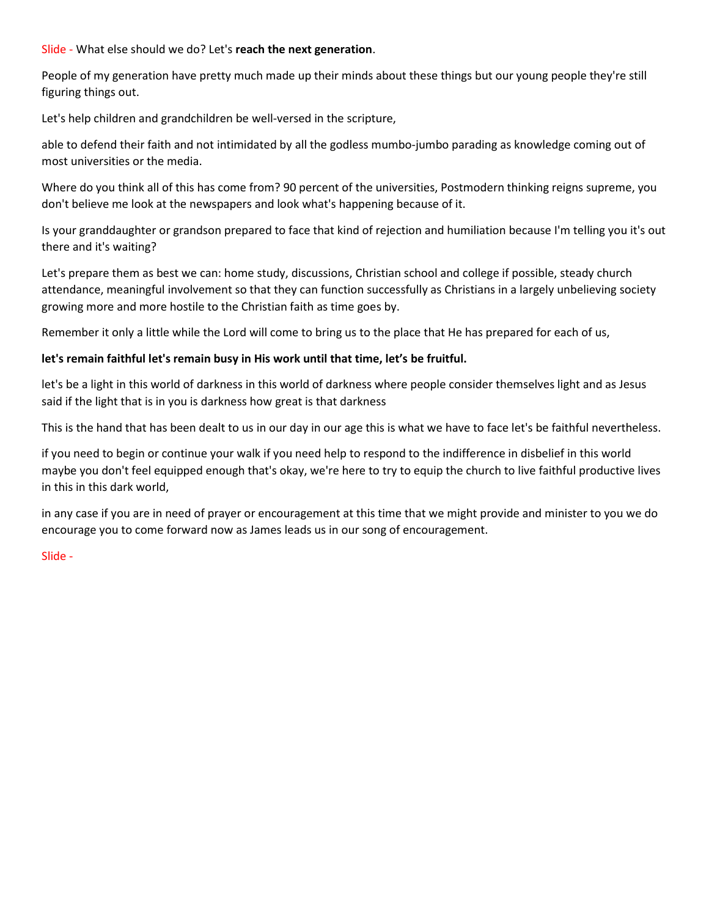Slide - What else should we do? Let's **reach the next generation**.

People of my generation have pretty much made up their minds about these things but our young people they're still figuring things out.

Let's help children and grandchildren be well-versed in the scripture,

able to defend their faith and not intimidated by all the godless mumbo-jumbo parading as knowledge coming out of most universities or the media.

Where do you think all of this has come from? 90 percent of the universities, Postmodern thinking reigns supreme, you don't believe me look at the newspapers and look what's happening because of it.

Is your granddaughter or grandson prepared to face that kind of rejection and humiliation because I'm telling you it's out there and it's waiting?

Let's prepare them as best we can: home study, discussions, Christian school and college if possible, steady church attendance, meaningful involvement so that they can function successfully as Christians in a largely unbelieving society growing more and more hostile to the Christian faith as time goes by.

Remember it only a little while the Lord will come to bring us to the place that He has prepared for each of us,

**let's remain faithful let's remain busy in His work until that time, let's be fruitful.**

let's be a light in this world of darkness in this world of darkness where people consider themselves light and as Jesus said if the light that is in you is darkness how great is that darkness

This is the hand that has been dealt to us in our day in our age this is what we have to face let's be faithful nevertheless.

if you need to begin or continue your walk if you need help to respond to the indifference in disbelief in this world maybe you don't feel equipped enough that's okay, we're here to try to equip the church to live faithful productive lives in this in this dark world,

in any case if you are in need of prayer or encouragement at this time that we might provide and minister to you we do encourage you to come forward now as James leads us in our song of encouragement.

Slide -